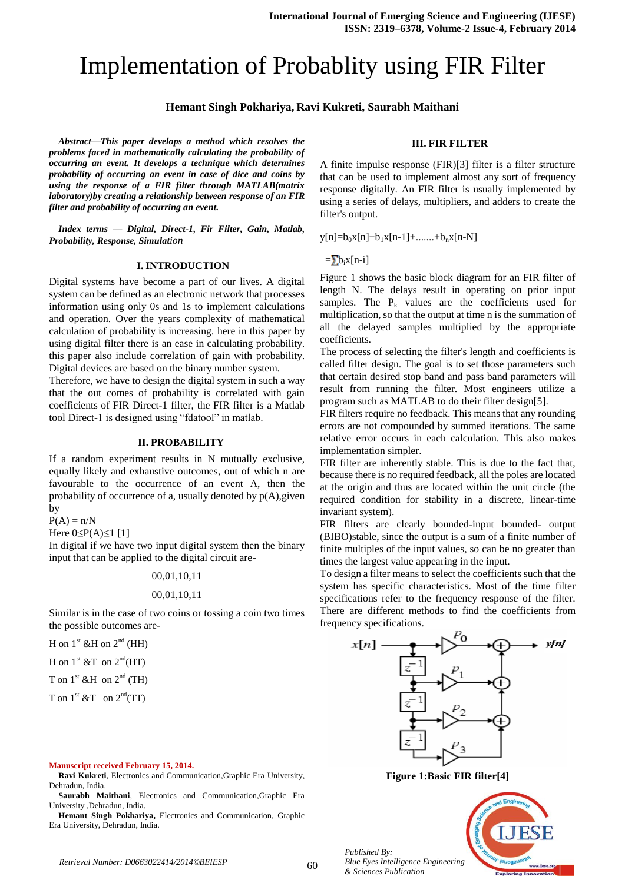# Implementation of Probablity using FIR Filter

**Hemant Singh Pokhariya, Ravi Kukreti, Saurabh Maithani**

***Abstract—This paper develops a method which resolves the problems faced in mathematically calculating the probability of occurring an event. It develops a technique which determines probability of occurring an event in case of dice and coins by using the response of a FIR filter through MATLAB(matrix laboratory)by creating a relationship between response of an FIR filter and probability of occurring an event.***

***Index terms — Digital, Direct-1, Fir Filter, Gain, Matlab, Probability, Response, Simulation***

## I. INTRODUCTION

Digital systems have become a part of our lives. A digital system can be defined as an electronic network that processes information using only 0s and 1s to implement calculations and operation. Over the years complexity of mathematical calculation of probability is increasing. here in this paper by using digital filter there is an ease in calculating probability. this paper also include correlation of gain with probability. Digital devices are based on the binary number system.

Therefore, we have to design the digital system in such a way that the out comes of probability is correlated with gain coefficients of FIR Direct-1 filter, the FIR filter is a Matlab tool Direct-1 is designed using "fdatool" in matlab.

## II. PROBABILITY

If a random experiment results in N mutually exclusive, equally likely and exhaustive outcomes, out of which n are favourable to the occurrence of an event A, then the probability of occurrence of a, usually denoted by p(A),given by

$P(A) = n/N$

Here $0 \leq P(A) \leq 1$ [1]

In digital if we have two input digital system then the binary input that can be applied to the digital circuit are-

00,01,10,11

00,01,10,11

Similar is in the case of two coins or tossing a coin two times the possible outcomes are-

H on 1st &H on 2nd (HH)

H on 1st &T on 2nd(HT)

T on 1st &H on 2nd (TH)

T on 1st &T on 2nd(TT)

## III. FIR FILTER

A finite impulse response (FIR)[3] filter is a filter structure that can be used to implement almost any sort of frequency response digitally. An FIR filter is usually implemented by using a series of delays, multipliers, and adders to create the filter's output.

$$y[n]=b_0x[n]+b_1x[n-1]+.......+b_nx[n-N]$$

$$=\sum b_ix[n-i]$$

Figure 1 shows the basic block diagram for an FIR filter of length N. The delays result in operating on prior input samples. The $P_k$ values are the coefficients used for multiplication, so that the output at time n is the summation of all the delayed samples multiplied by the appropriate coefficients.

The process of selecting the filter's length and coefficients is called filter design. The goal is to set those parameters such that certain desired stop band and pass band parameters will result from running the filter. Most engineers utilize a program such as MATLAB to do their filter design[5].

FIR filters require no feedback. This means that any rounding errors are not compounded by summed iterations. The same relative error occurs in each calculation. This also makes implementation simpler.

FIR filter are inherently stable. This is due to the fact that, because there is no required feedback, all the poles are located at the origin and thus are located within the unit circle (the required condition for stability in a discrete, linear-time invariant system).

FIR filters are clearly bounded-input bounded- output (BIBO)stable, since the output is a sum of a finite number of finite multiples of the input values, so can be no greater than times the largest value appearing in the input.

To design a filter means to select the coefficients such that the system has specific characteristics. Most of the time filter specifications refer to the frequency response of the filter. There are different methods to find the coefficients from frequency specifications.

**Figure 1:Basic FIR filter[4]**

**Manuscript received February 15, 2014.**

**Ravi Kukreti**, Electronics and Communication,Graphic Era University, Dehradun, India.

**Saurabh Maithani**, Electronics and Communication,Graphic Era University ,Dehradun, India.

**Hemant Singh Pokhariya,** Electronics and Communication, Graphic Era University, Dehradun, India.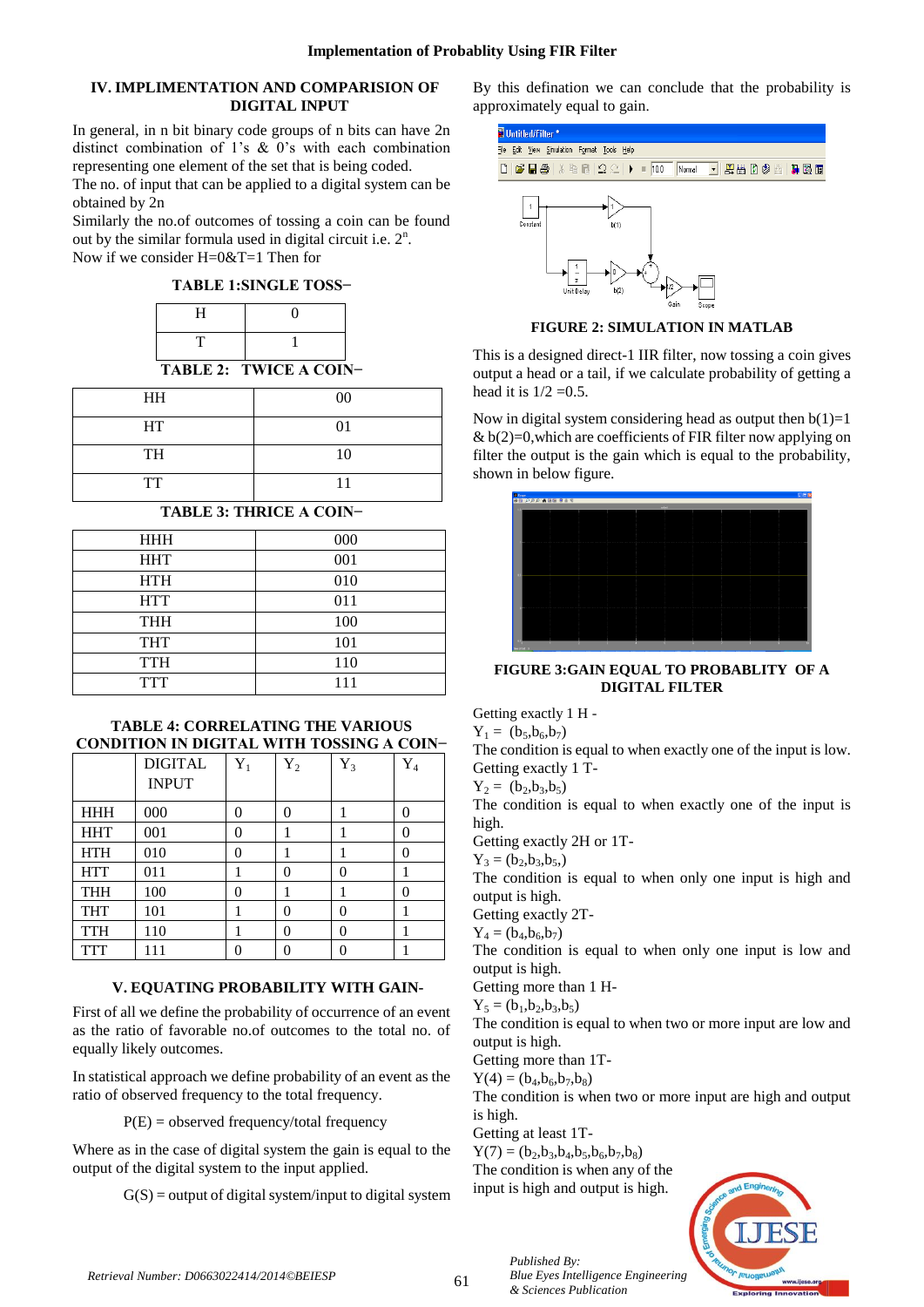## IV. IMPLIMENTATION AND COMPARISION OF DIGITAL INPUT

In general, in n bit binary code groups of n bits can have 2n distinct combination of 1's & 0's with each combination representing one element of the set that is being coded.
The no. of input that can be applied to a digital system can be obtained by 2n
Similarly the no.of outcomes of tossing a coin can be found out by the similar formula used in digital circuit i.e. $2^n$.
Now if we consider H=0&T=1 Then for

**TABLE 1:SINGLE TOSS–**

| H | 0 |
|---|---|
| T | 1 |

**TABLE 2: TWICE A COIN–**

| HH | 00 |
|---|---|
| HT | 01 |
| TH | 10 |
| TT | 11 |

**TABLE 3: THRICE A COIN–**

| HHH | 000 |
|---|---|
| HHT | 001 |
| HTH | 010 |
| HTT | 011 |
| THH | 100 |
| THT | 101 |
| TTH | 110 |
| TTT | 111 |

**TABLE 4: CORRELATING THE VARIOUS CONDITION IN DIGITAL WITH TOSSING A COIN–**

| | DIGITAL INPUT | $Y_1$ | $Y_2$ | $Y_3$ | $Y_4$ |
|---|---|---|---|---|---|
| HHH | 000 | 0 | 0 | 1 | 0 |
| HHT | 001 | 0 | 1 | 1 | 0 |
| HTH | 010 | 0 | 1 | 1 | 0 |
| HTT | 011 | 1 | 0 | 0 | 1 |
| THH | 100 | 0 | 1 | 1 | 0 |
| THT | 101 | 1 | 0 | 0 | 1 |
| TTH | 110 | 1 | 0 | 0 | 1 |
| TTT | 111 | 0 | 0 | 0 | 1 |

## V. EQUATING PROBABILITY WITH GAIN-

First of all we define the probability of occurrence of an event as the ratio of favorable no.of outcomes to the total no. of equally likely outcomes.

In statistical approach we define probability of an event as the ratio of observed frequency to the total frequency.

P(E) = observed frequency/total frequency

Where as in the case of digital system the gain is equal to the output of the digital system to the input applied.

G(S) = output of digital system/input to digital system

By this defination we can conclude that the probability is approximately equal to gain.

**FIGURE 2: SIMULATION IN MATLAB**

This is a designed direct-1 IIR filter, now tossing a coin gives output a head or a tail, if we calculate probability of getting a head it is 1/2 =0.5.

Now in digital system considering head as output then b(1)=1 & b(2)=0,which are coefficients of FIR filter now applying on filter the output is the gain which is equal to the probability, shown in below figure.

**FIGURE 3:GAIN EQUAL TO PROBABLITY OF A DIGITAL FILTER**

Getting exactly 1 H -
$Y_1 = (b_5,b_6,b_7)$
The condition is equal to when exactly one of the input is low.
Getting exactly 1 T-
$Y_2 = (b_2,b_3,b_5)$
The condition is equal to when exactly one of the input is high.
Getting exactly 2H or 1T-
$Y_3 = (b_2,b_3,b_5,)$
The condition is equal to when only one input is high and output is high.
Getting exactly 2T-
$Y_4 = (b_4,b_6,b_7)$
The condition is equal to when only one input is low and output is high.
Getting more than 1 H-
$Y_5 = (b_1,b_2,b_3,b_5)$
The condition is equal to when two or more input are low and output is high.
Getting more than 1T-
$Y(4) = (b_4,b_6,b_7,b_8)$
The condition is when two or more input are high and output is high.
Getting at least 1T-
$Y(7) = (b_2,b_3,b_4,b_5,b_6,b_7,b_8)$
The condition is when any of the input is high and output is high.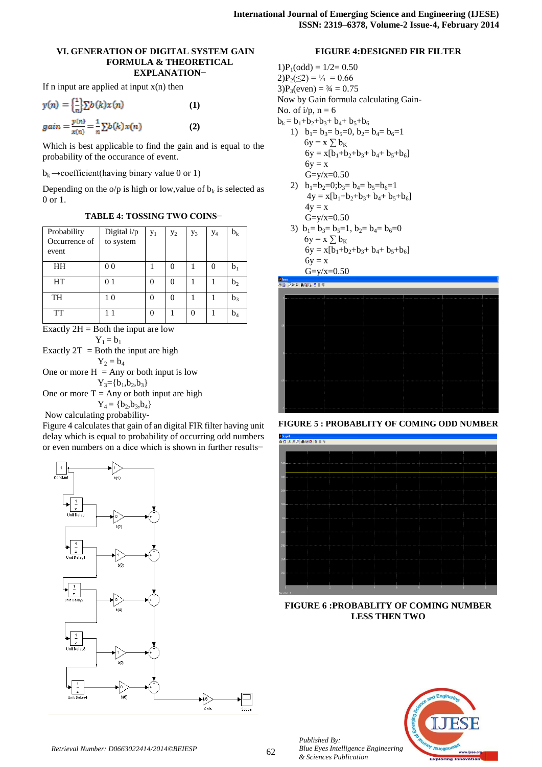## VI. GENERATION OF DIGITAL SYSTEM GAIN FORMULA & THEORETICAL EXPLANATION–

If n input are applied at input x(n) then

$$y(n) = \left\{\frac{1}{n}\right\} \sum b(k)x(n) \qquad (1)$$

$$gain = \frac{y(n)}{x(n)} = \frac{1}{n} \sum b(k)x(n) \qquad (2)$$

Which is best applicable to find the gain and is equal to the probability of the occurance of event.

$b_k$ →coefficient(having binary value 0 or 1)

Depending on the o/p is high or low,value of $b_k$ is selected as 0 or 1.

**TABLE 4: TOSSING TWO COINS–**

| Probability Occurrence of event | Digital i/p to system | $y_1$ | $y_2$ | $y_3$ | $y_4$ | $b_k$ |
|---|---|---|---|---|---|---|
| HH | 0 0 | 1 | 0 | 1 | 0 | $b_1$ |
| HT | 0 1 | 0 | 0 | 1 | 1 | $b_2$ |
| TH | 1 0 | 0 | 0 | 1 | 1 | $b_3$ |
| TT | 1 1 | 0 | 1 | 0 | 1 | $b_4$ |

Exactly 2H = Both the input are low

$Y_1 = b_1$

Exactly 2T = Both the input are high

$Y_2 = b_4$

One or more H = Any or both input is low

$Y_3=\{b_1,b_2,b_3\}$

One or more T = Any or both input are high

$Y_4 = \{b_2,b_3,b_4\}$

Now calculating probability-

Figure 4 calculates that gain of an digital FIR filter having unit delay which is equal to probability of occurring odd numbers or even numbers on a dice which is shown in further results–

**FIGURE 4:DESIGNED FIR FILTER**

1)$P_1$(odd) = 1/2= 0.50

2)$P_2$(≤2) = ¼ = 0.66

3)$P_3$(even) = ¾ = 0.75

Now by Gain formula calculating Gain-

No. of i/p, n = 6

$b_k = b_1+b_2+b_3+ b_4+ b_5+b_6$

1) $b_1= b_3= b_5=0$, $b_2= b_4= b_6=1$

   $6y = x \sum b_K$

   $6y = x[b_1+b_2+b_3+ b_4+ b_5+b_6]$

   $6y = x$

   $G=y/x=0.50$

2) $b_1=b_2=0;b_3= b_4= b_5=b_6=1$

   $4y = x[b_1+b_2+b_3+ b_4+ b_5+b_6]$

   $4y = x$

   $G=y/x=0.50$

3) $b_1= b_3= b_5=1$, $b_2= b_4= b_6=0$

   $6y = x \sum b_K$

   $6y = x[b_1+b_2+b_3+ b_4+ b_5+b_6]$

   $6y = x$

   $G=y/x=0.50$

**FIGURE 5 : PROBABLITY OF COMING ODD NUMBER**

**FIGURE 6 :PROBABLITY OF COMING NUMBER LESS THEN TWO**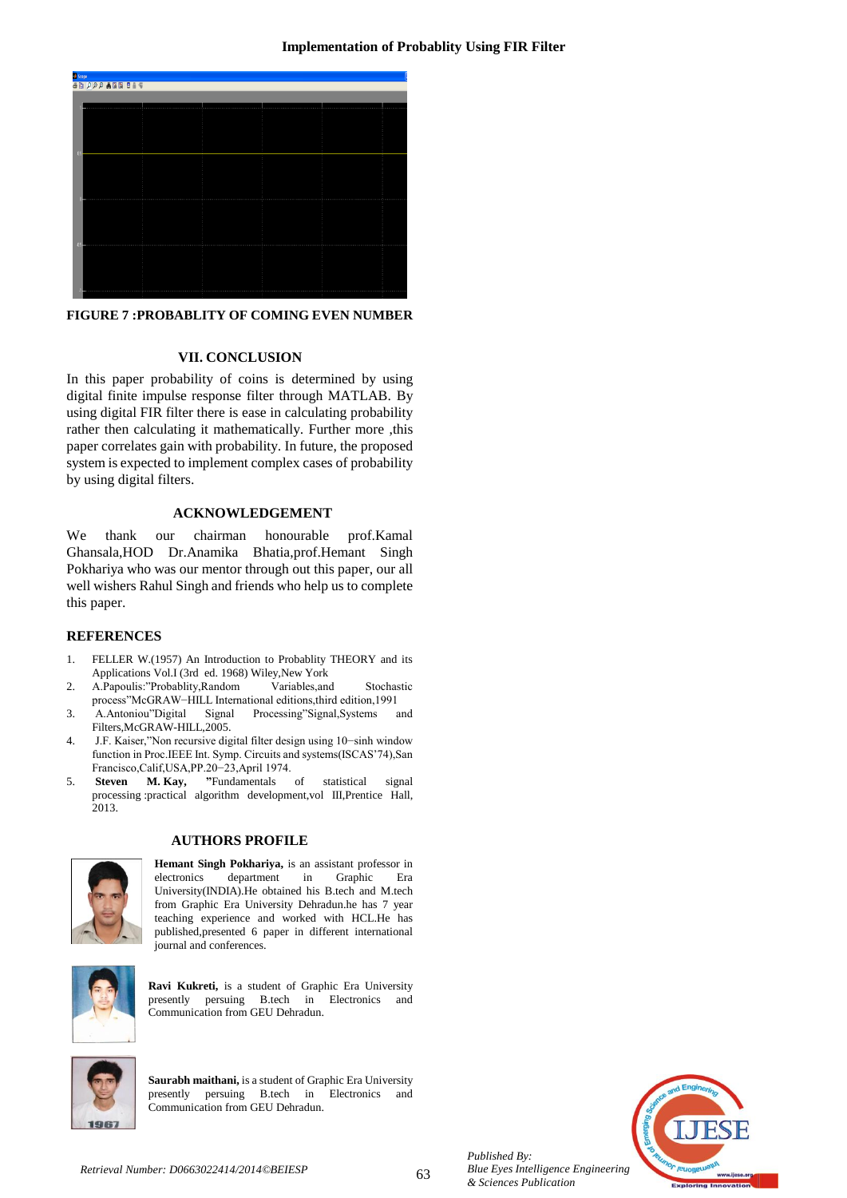FIGURE 7 :PROBABLITY OF COMING EVEN NUMBER

## VII. CONCLUSION

In this paper probability of coins is determined by using digital finite impulse response filter through MATLAB. By using digital FIR filter there is ease in calculating probability rather then calculating it mathematically. Further more ,this paper correlates gain with probability. In future, the proposed system is expected to implement complex cases of probability by using digital filters.

## ACKNOWLEDGEMENT

We thank our chairman honourable prof.Kamal Ghansala,HOD Dr.Anamika Bhatia,prof.Hemant Singh Pokhariya who was our mentor through out this paper, our all well wishers Rahul Singh and friends who help us to complete this paper.

## REFERENCES

1. FELLER W.(1957) An Introduction to Probablity THEORY and its Applications Vol.I (3rd ed. 1968) Wiley,New York
2. A.Papoulis:"Probablity,Random Variables,and Stochastic process"McGRAW−HILL International editions,third edition,1991
3. A.Antoniou"Digital Signal Processing"Signal,Systems and Filters,McGRAW-HILL,2005.
4. J.F. Kaiser,"Non recursive digital filter design using 10−sinh window function in Proc.IEEE Int. Symp. Circuits and systems(ISCAS'74),San Francisco,Calif,USA,PP.20−23,April 1974.
5. **Steven M. Kay,** "Fundamentals of statistical signal processing :practical algorithm development,vol III,Prentice Hall, 2013.

## AUTHORS PROFILE

**Hemant Singh Pokhariya,** is an assistant professor in electronics department in Graphic Era University(INDIA).He obtained his B.tech and M.tech from Graphic Era University Dehradun.he has 7 year teaching experience and worked with HCL.He has published,presented 6 paper in different international journal and conferences.

**Ravi Kukreti,** is a student of Graphic Era University presently persuing B.tech in Electronics and Communication from GEU Dehradun.

**Saurabh maithani,** is a student of Graphic Era University presently persuing B.tech in Electronics and Communication from GEU Dehradun.